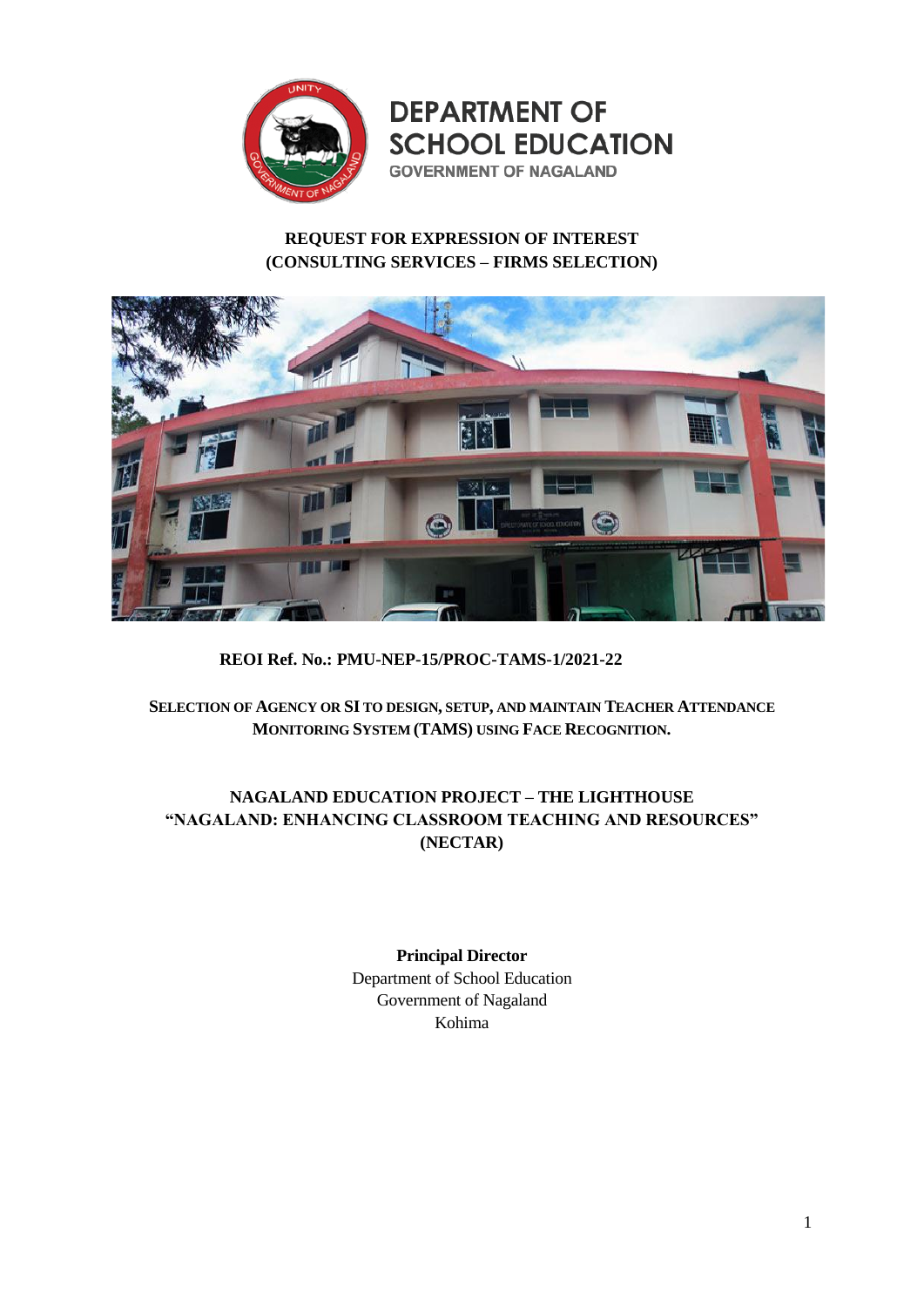**DEPARTMENT OF SCHOOL EDUCATION**
**GOVERNMENT OF NAGALAND**

**REQUEST FOR EXPRESSION OF INTEREST**
**(CONSULTING SERVICES – FIRMS SELECTION)**

**REOI Ref. No.: PMU-NEP-15/PROC-TAMS-1/2021-22**

**SELECTION OF AGENCY OR SI TO DESIGN, SETUP, AND MAINTAIN TEACHER ATTENDANCE MONITORING SYSTEM (TAMS) USING FACE RECOGNITION.**

**NAGALAND EDUCATION PROJECT – THE LIGHTHOUSE**
**"NAGALAND: ENHANCING CLASSROOM TEACHING AND RESOURCES" (NECTAR)**

**Principal Director**
Department of School Education
Government of Nagaland
Kohima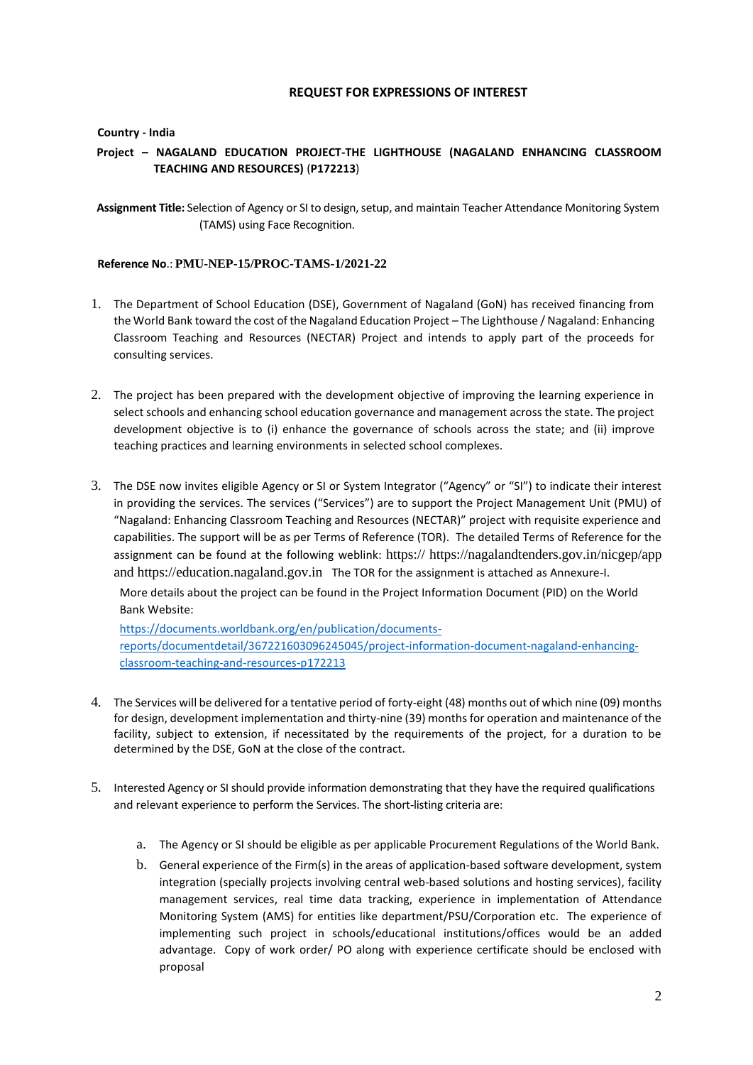# REQUEST FOR EXPRESSIONS OF INTEREST

**Country - India**

**Project – NAGALAND EDUCATION PROJECT-THE LIGHTHOUSE (NAGALAND ENHANCING CLASSROOM TEACHING AND RESOURCES) (P172213)**

**Assignment Title:** Selection of Agency or SI to design, setup, and maintain Teacher Attendance Monitoring System (TAMS) using Face Recognition.

**Reference No**.: **PMU-NEP-15/PROC-TAMS-1/2021-22**

1. The Department of School Education (DSE), Government of Nagaland (GoN) has received financing from the World Bank toward the cost of the Nagaland Education Project – The Lighthouse / Nagaland: Enhancing Classroom Teaching and Resources (NECTAR) Project and intends to apply part of the proceeds for consulting services.

2. The project has been prepared with the development objective of improving the learning experience in select schools and enhancing school education governance and management across the state. The project development objective is to (i) enhance the governance of schools across the state; and (ii) improve teaching practices and learning environments in selected school complexes.

3. The DSE now invites eligible Agency or SI or System Integrator ("Agency" or "SI") to indicate their interest in providing the services. The services ("Services") are to support the Project Management Unit (PMU) of "Nagaland: Enhancing Classroom Teaching and Resources (NECTAR)" project with requisite experience and capabilities. The support will be as per Terms of Reference (TOR). The detailed Terms of Reference for the assignment can be found at the following weblink: https:// https://nagalandtenders.gov.in/nicgep/app and https://education.nagaland.gov.in The TOR for the assignment is attached as Annexure-I.

   More details about the project can be found in the Project Information Document (PID) on the World Bank Website:

   https://documents.worldbank.org/en/publication/documents-reports/documentdetail/367221603096245045/project-information-document-nagaland-enhancing-classroom-teaching-and-resources-p172213

4. The Services will be delivered for a tentative period of forty-eight (48) months out of which nine (09) months for design, development implementation and thirty-nine (39) months for operation and maintenance of the facility, subject to extension, if necessitated by the requirements of the project, for a duration to be determined by the DSE, GoN at the close of the contract.

5. Interested Agency or SI should provide information demonstrating that they have the required qualifications and relevant experience to perform the Services. The short-listing criteria are:

   a. The Agency or SI should be eligible as per applicable Procurement Regulations of the World Bank.

   b. General experience of the Firm(s) in the areas of application-based software development, system integration (specially projects involving central web-based solutions and hosting services), facility management services, real time data tracking, experience in implementation of Attendance Monitoring System (AMS) for entities like department/PSU/Corporation etc. The experience of implementing such project in schools/educational institutions/offices would be an added advantage. Copy of work order/ PO along with experience certificate should be enclosed with proposal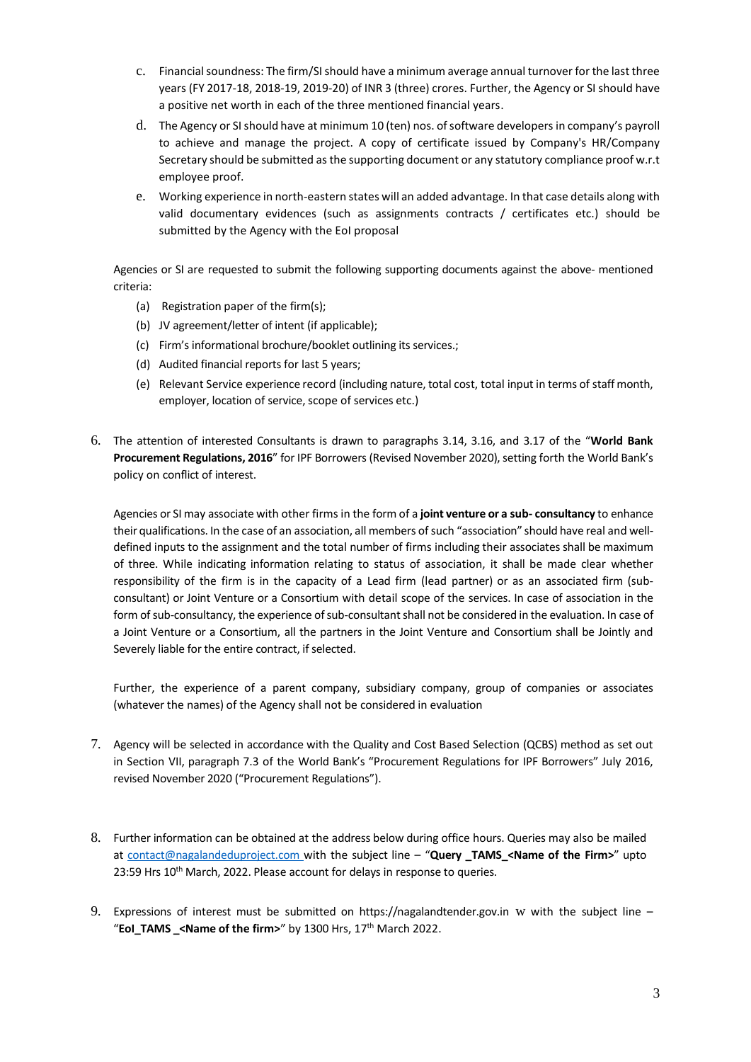c. Financial soundness: The firm/SI should have a minimum average annual turnover for the last three years (FY 2017-18, 2018-19, 2019-20) of INR 3 (three) crores. Further, the Agency or SI should have a positive net worth in each of the three mentioned financial years.

d. The Agency or SI should have at minimum 10 (ten) nos. of software developers in company's payroll to achieve and manage the project. A copy of certificate issued by Company's HR/Company Secretary should be submitted as the supporting document or any statutory compliance proof w.r.t employee proof.

e. Working experience in north-eastern states will an added advantage. In that case details along with valid documentary evidences (such as assignments contracts / certificates etc.) should be submitted by the Agency with the EoI proposal

Agencies or SI are requested to submit the following supporting documents against the above- mentioned criteria:

(a) Registration paper of the firm(s);
(b) JV agreement/letter of intent (if applicable);
(c) Firm's informational brochure/booklet outlining its services.;
(d) Audited financial reports for last 5 years;
(e) Relevant Service experience record (including nature, total cost, total input in terms of staff month, employer, location of service, scope of services etc.)

6. The attention of interested Consultants is drawn to paragraphs 3.14, 3.16, and 3.17 of the "**World Bank Procurement Regulations, 2016**" for IPF Borrowers (Revised November 2020), setting forth the World Bank's policy on conflict of interest.

Agencies or SI may associate with other firms in the form of a **joint venture or a sub- consultancy** to enhance their qualifications. In the case of an association, all members of such "association" should have real and well-defined inputs to the assignment and the total number of firms including their associates shall be maximum of three. While indicating information relating to status of association, it shall be made clear whether responsibility of the firm is in the capacity of a Lead firm (lead partner) or as an associated firm (sub-consultant) or Joint Venture or a Consortium with detail scope of the services. In case of association in the form of sub-consultancy, the experience of sub-consultant shall not be considered in the evaluation. In case of a Joint Venture or a Consortium, all the partners in the Joint Venture and Consortium shall be Jointly and Severely liable for the entire contract, if selected.

Further, the experience of a parent company, subsidiary company, group of companies or associates (whatever the names) of the Agency shall not be considered in evaluation

7. Agency will be selected in accordance with the Quality and Cost Based Selection (QCBS) method as set out in Section VII, paragraph 7.3 of the World Bank's "Procurement Regulations for IPF Borrowers" July 2016, revised November 2020 ("Procurement Regulations").

8. Further information can be obtained at the address below during office hours. Queries may also be mailed at contact@nagalandeduproject.com with the subject line – "**Query _TAMS_<Name of the Firm>**" upto 23:59 Hrs 10th March, 2022. Please account for delays in response to queries.

9. Expressions of interest must be submitted on https://nagalandtender.gov.in w with the subject line – "**EoI_TAMS _<Name of the firm>**" by 1300 Hrs, 17th March 2022.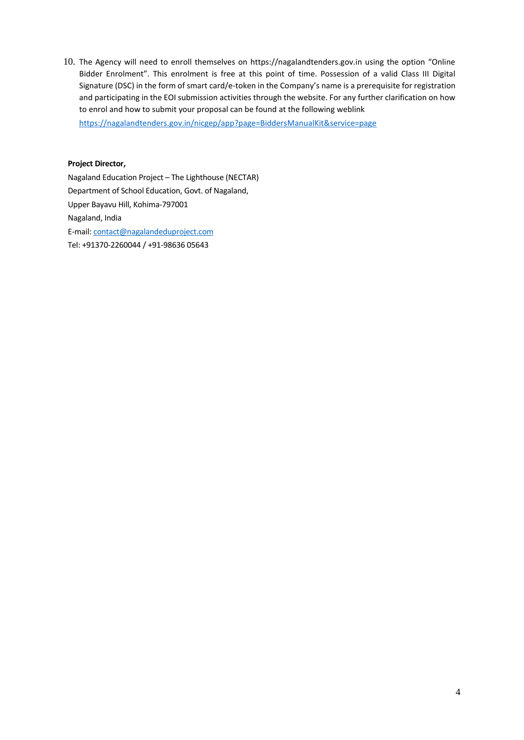10. The Agency will need to enroll themselves on https://nagalandtenders.gov.in using the option "Online Bidder Enrolment". This enrolment is free at this point of time. Possession of a valid Class III Digital Signature (DSC) in the form of smart card/e-token in the Company's name is a prerequisite for registration and participating in the EOI submission activities through the website. For any further clarification on how to enrol and how to submit your proposal can be found at the following weblink https://nagalandtenders.gov.in/nicgep/app?page=BiddersManualKit&service=page

**Project Director,**
Nagaland Education Project – The Lighthouse (NECTAR)
Department of School Education, Govt. of Nagaland,
Upper Bayavu Hill, Kohima-797001
Nagaland, India
E-mail: contact@nagalandeduproject.com
Tel: +91370-2260044 / +91-98636 05643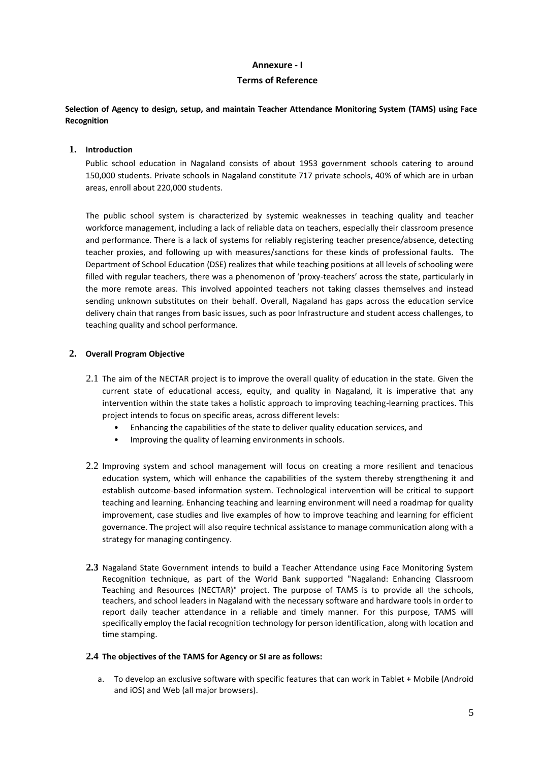## Annexure - I

## Terms of Reference

**Selection of Agency to design, setup, and maintain Teacher Attendance Monitoring System (TAMS) using Face Recognition**

### 1. Introduction

Public school education in Nagaland consists of about 1953 government schools catering to around 150,000 students. Private schools in Nagaland constitute 717 private schools, 40% of which are in urban areas, enroll about 220,000 students.

The public school system is characterized by systemic weaknesses in teaching quality and teacher workforce management, including a lack of reliable data on teachers, especially their classroom presence and performance. There is a lack of systems for reliably registering teacher presence/absence, detecting teacher proxies, and following up with measures/sanctions for these kinds of professional faults. The Department of School Education (DSE) realizes that while teaching positions at all levels of schooling were filled with regular teachers, there was a phenomenon of 'proxy-teachers' across the state, particularly in the more remote areas. This involved appointed teachers not taking classes themselves and instead sending unknown substitutes on their behalf. Overall, Nagaland has gaps across the education service delivery chain that ranges from basic issues, such as poor Infrastructure and student access challenges, to teaching quality and school performance.

### 2. Overall Program Objective

2.1 The aim of the NECTAR project is to improve the overall quality of education in the state. Given the current state of educational access, equity, and quality in Nagaland, it is imperative that any intervention within the state takes a holistic approach to improving teaching-learning practices. This project intends to focus on specific areas, across different levels:

- Enhancing the capabilities of the state to deliver quality education services, and
- Improving the quality of learning environments in schools.

2.2 Improving system and school management will focus on creating a more resilient and tenacious education system, which will enhance the capabilities of the system thereby strengthening it and establish outcome-based information system. Technological intervention will be critical to support teaching and learning. Enhancing teaching and learning environment will need a roadmap for quality improvement, case studies and live examples of how to improve teaching and learning for efficient governance. The project will also require technical assistance to manage communication along with a strategy for managing contingency.

**2.3** Nagaland State Government intends to build a Teacher Attendance using Face Monitoring System Recognition technique, as part of the World Bank supported "Nagaland: Enhancing Classroom Teaching and Resources (NECTAR)" project. The purpose of TAMS is to provide all the schools, teachers, and school leaders in Nagaland with the necessary software and hardware tools in order to report daily teacher attendance in a reliable and timely manner. For this purpose, TAMS will specifically employ the facial recognition technology for person identification, along with location and time stamping.

#### 2.4 The objectives of the TAMS for Agency or SI are as follows:

a. To develop an exclusive software with specific features that can work in Tablet + Mobile (Android and iOS) and Web (all major browsers).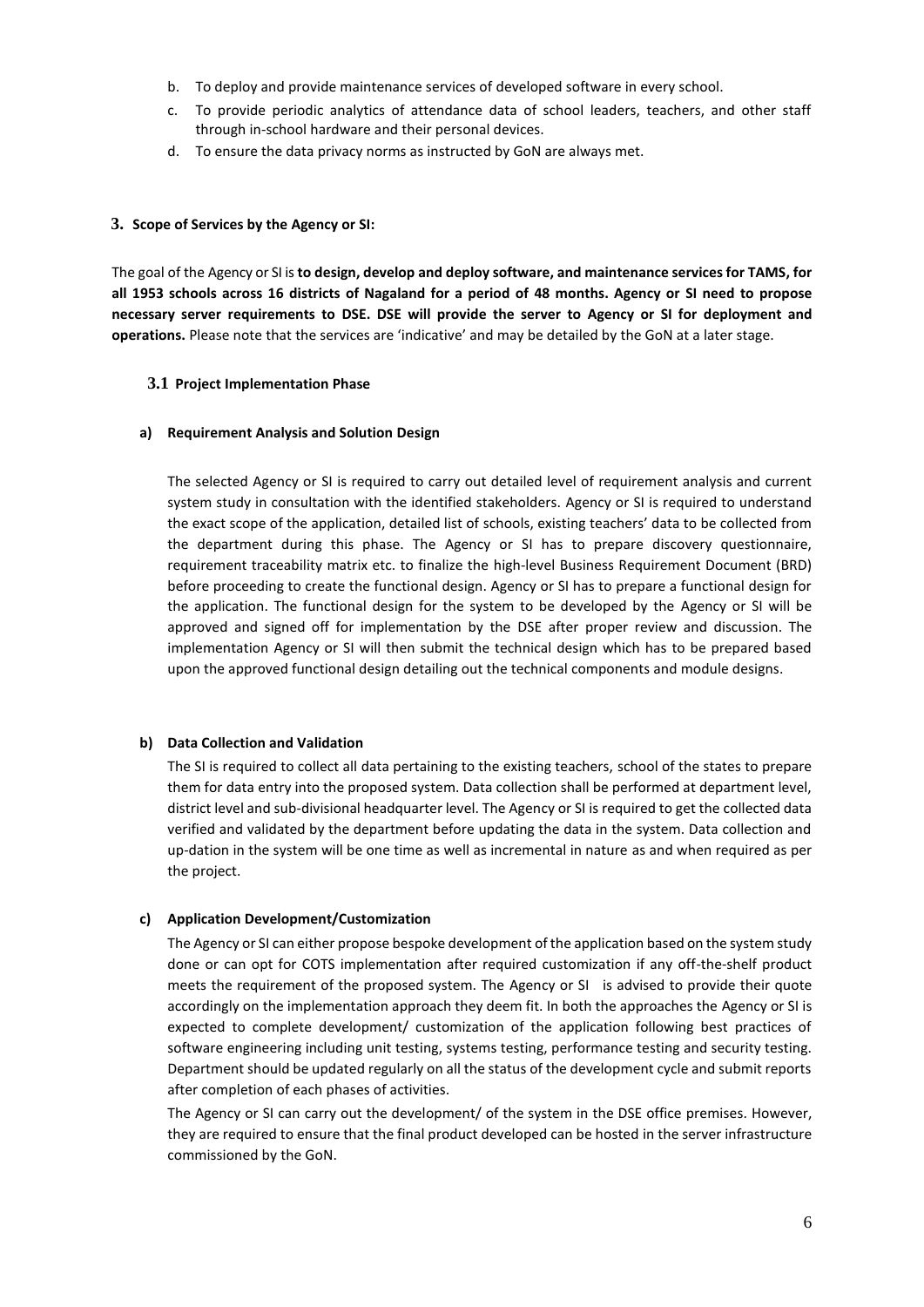b. To deploy and provide maintenance services of developed software in every school.
c. To provide periodic analytics of attendance data of school leaders, teachers, and other staff through in-school hardware and their personal devices.
d. To ensure the data privacy norms as instructed by GoN are always met.

## 3. Scope of Services by the Agency or SI:

The goal of the Agency or SI is **to design, develop and deploy software, and maintenance services for TAMS, for all 1953 schools across 16 districts of Nagaland for a period of 48 months. Agency or SI need to propose necessary server requirements to DSE. DSE will provide the server to Agency or SI for deployment and operations.** Please note that the services are 'indicative' and may be detailed by the GoN at a later stage.

### 3.1 Project Implementation Phase

#### a) Requirement Analysis and Solution Design

The selected Agency or SI is required to carry out detailed level of requirement analysis and current system study in consultation with the identified stakeholders. Agency or SI is required to understand the exact scope of the application, detailed list of schools, existing teachers' data to be collected from the department during this phase. The Agency or SI has to prepare discovery questionnaire, requirement traceability matrix etc. to finalize the high-level Business Requirement Document (BRD) before proceeding to create the functional design. Agency or SI has to prepare a functional design for the application. The functional design for the system to be developed by the Agency or SI will be approved and signed off for implementation by the DSE after proper review and discussion. The implementation Agency or SI will then submit the technical design which has to be prepared based upon the approved functional design detailing out the technical components and module designs.

#### b) Data Collection and Validation

The SI is required to collect all data pertaining to the existing teachers, school of the states to prepare them for data entry into the proposed system. Data collection shall be performed at department level, district level and sub-divisional headquarter level. The Agency or SI is required to get the collected data verified and validated by the department before updating the data in the system. Data collection and up-dation in the system will be one time as well as incremental in nature as and when required as per the project.

#### c) Application Development/Customization

The Agency or SI can either propose bespoke development of the application based on the system study done or can opt for COTS implementation after required customization if any off-the-shelf product meets the requirement of the proposed system. The Agency or SI is advised to provide their quote accordingly on the implementation approach they deem fit. In both the approaches the Agency or SI is expected to complete development/ customization of the application following best practices of software engineering including unit testing, systems testing, performance testing and security testing. Department should be updated regularly on all the status of the development cycle and submit reports after completion of each phases of activities.

The Agency or SI can carry out the development/ of the system in the DSE office premises. However, they are required to ensure that the final product developed can be hosted in the server infrastructure commissioned by the GoN.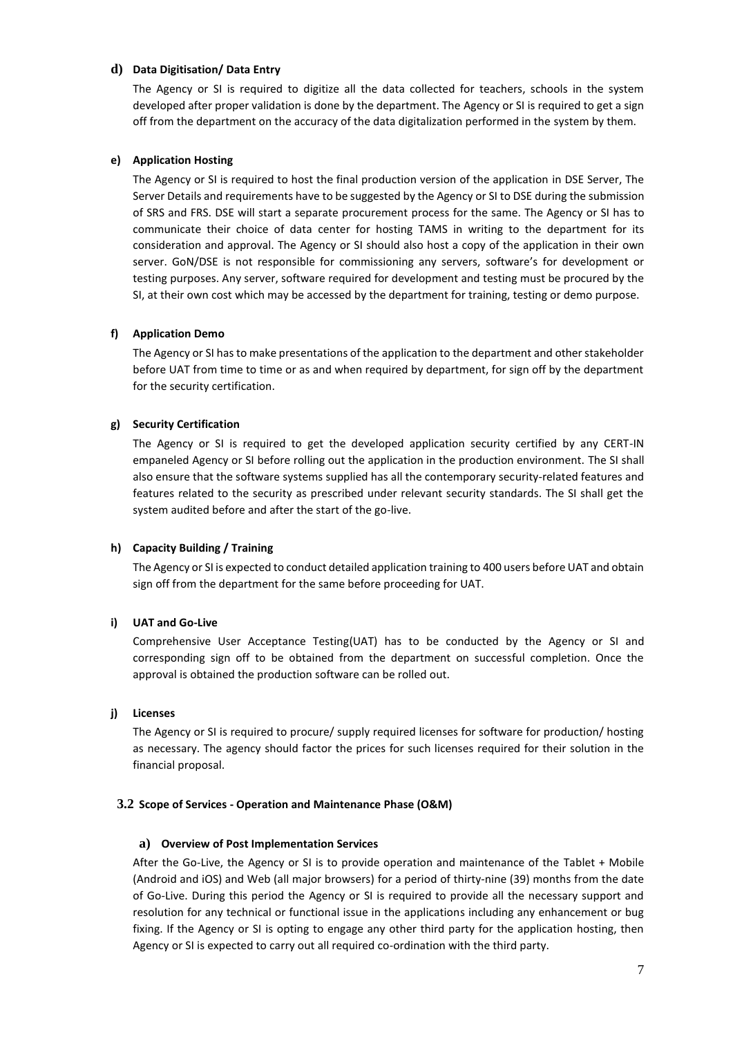#### d) Data Digitisation/ Data Entry

The Agency or SI is required to digitize all the data collected for teachers, schools in the system developed after proper validation is done by the department. The Agency or SI is required to get a sign off from the department on the accuracy of the data digitalization performed in the system by them.

#### e) Application Hosting

The Agency or SI is required to host the final production version of the application in DSE Server, The Server Details and requirements have to be suggested by the Agency or SI to DSE during the submission of SRS and FRS. DSE will start a separate procurement process for the same. The Agency or SI has to communicate their choice of data center for hosting TAMS in writing to the department for its consideration and approval. The Agency or SI should also host a copy of the application in their own server. GoN/DSE is not responsible for commissioning any servers, software's for development or testing purposes. Any server, software required for development and testing must be procured by the SI, at their own cost which may be accessed by the department for training, testing or demo purpose.

#### f) Application Demo

The Agency or SI has to make presentations of the application to the department and other stakeholder before UAT from time to time or as and when required by department, for sign off by the department for the security certification.

#### g) Security Certification

The Agency or SI is required to get the developed application security certified by any CERT-IN empaneled Agency or SI before rolling out the application in the production environment. The SI shall also ensure that the software systems supplied has all the contemporary security-related features and features related to the security as prescribed under relevant security standards. The SI shall get the system audited before and after the start of the go-live.

#### h) Capacity Building / Training

The Agency or SI is expected to conduct detailed application training to 400 users before UAT and obtain sign off from the department for the same before proceeding for UAT.

#### i) UAT and Go-Live

Comprehensive User Acceptance Testing(UAT) has to be conducted by the Agency or SI and corresponding sign off to be obtained from the department on successful completion. Once the approval is obtained the production software can be rolled out.

#### j) Licenses

The Agency or SI is required to procure/ supply required licenses for software for production/ hosting as necessary. The agency should factor the prices for such licenses required for their solution in the financial proposal.

### 3.2 Scope of Services - Operation and Maintenance Phase (O&M)

#### a) Overview of Post Implementation Services

After the Go-Live, the Agency or SI is to provide operation and maintenance of the Tablet + Mobile (Android and iOS) and Web (all major browsers) for a period of thirty-nine (39) months from the date of Go-Live. During this period the Agency or SI is required to provide all the necessary support and resolution for any technical or functional issue in the applications including any enhancement or bug fixing. If the Agency or SI is opting to engage any other third party for the application hosting, then Agency or SI is expected to carry out all required co-ordination with the third party.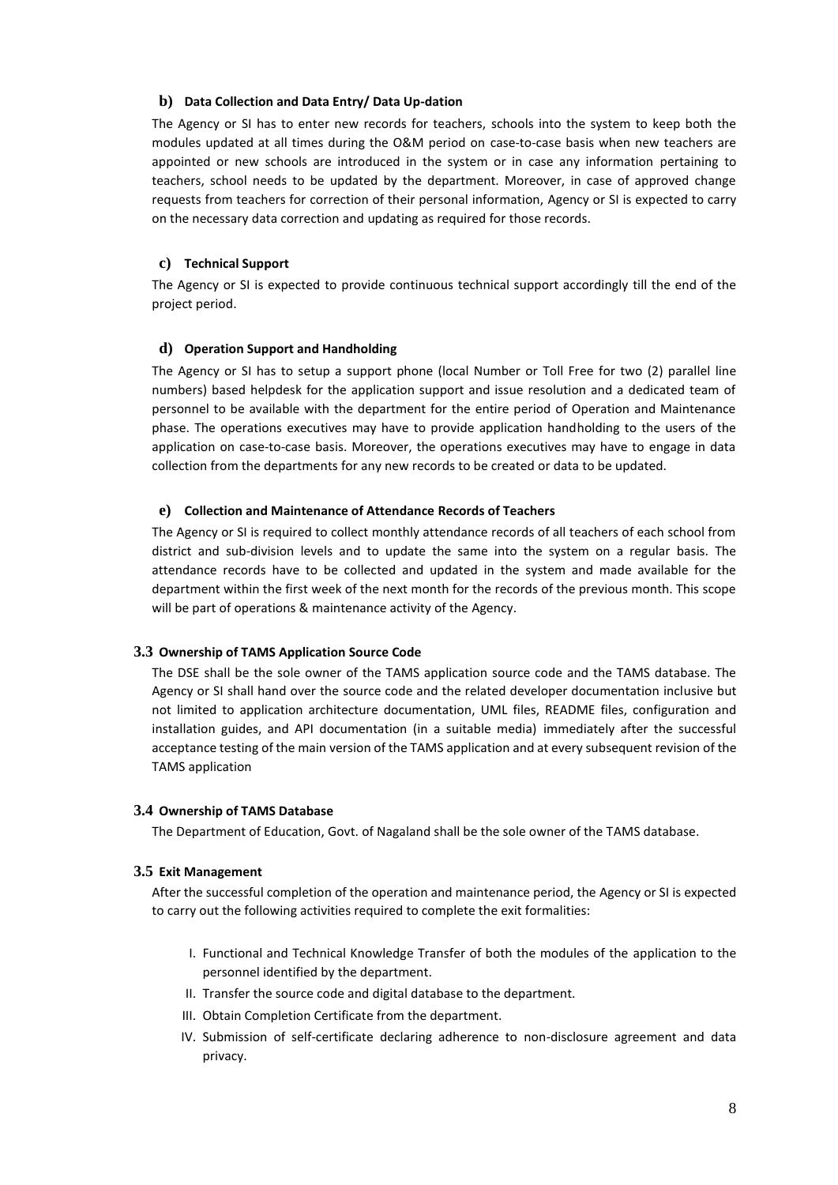#### b) Data Collection and Data Entry/ Data Up-dation

The Agency or SI has to enter new records for teachers, schools into the system to keep both the modules updated at all times during the O&M period on case-to-case basis when new teachers are appointed or new schools are introduced in the system or in case any information pertaining to teachers, school needs to be updated by the department. Moreover, in case of approved change requests from teachers for correction of their personal information, Agency or SI is expected to carry on the necessary data correction and updating as required for those records.

#### c) Technical Support

The Agency or SI is expected to provide continuous technical support accordingly till the end of the project period.

#### d) Operation Support and Handholding

The Agency or SI has to setup a support phone (local Number or Toll Free for two (2) parallel line numbers) based helpdesk for the application support and issue resolution and a dedicated team of personnel to be available with the department for the entire period of Operation and Maintenance phase. The operations executives may have to provide application handholding to the users of the application on case-to-case basis. Moreover, the operations executives may have to engage in data collection from the departments for any new records to be created or data to be updated.

#### e) Collection and Maintenance of Attendance Records of Teachers

The Agency or SI is required to collect monthly attendance records of all teachers of each school from district and sub-division levels and to update the same into the system on a regular basis. The attendance records have to be collected and updated in the system and made available for the department within the first week of the next month for the records of the previous month. This scope will be part of operations & maintenance activity of the Agency.

### 3.3 Ownership of TAMS Application Source Code

The DSE shall be the sole owner of the TAMS application source code and the TAMS database. The Agency or SI shall hand over the source code and the related developer documentation inclusive but not limited to application architecture documentation, UML files, README files, configuration and installation guides, and API documentation (in a suitable media) immediately after the successful acceptance testing of the main version of the TAMS application and at every subsequent revision of the TAMS application

### 3.4 Ownership of TAMS Database

The Department of Education, Govt. of Nagaland shall be the sole owner of the TAMS database.

### 3.5 Exit Management

After the successful completion of the operation and maintenance period, the Agency or SI is expected to carry out the following activities required to complete the exit formalities:

I. Functional and Technical Knowledge Transfer of both the modules of the application to the personnel identified by the department.
II. Transfer the source code and digital database to the department.
III. Obtain Completion Certificate from the department.
IV. Submission of self-certificate declaring adherence to non-disclosure agreement and data privacy.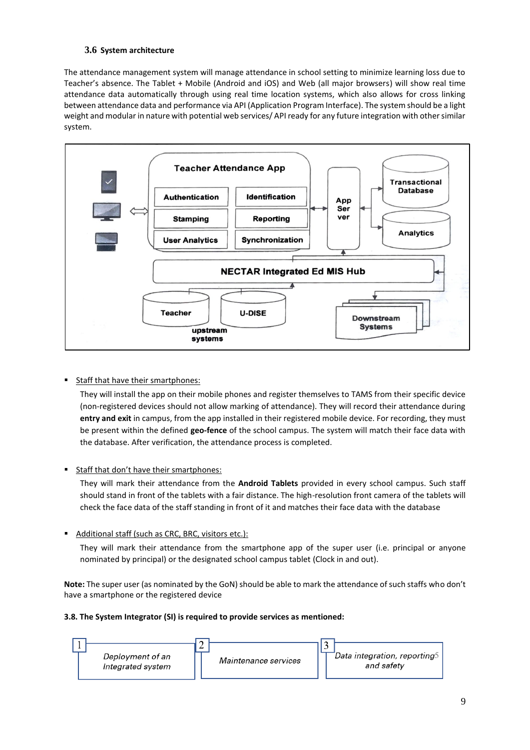### 3.6 System architecture

The attendance management system will manage attendance in school setting to minimize learning loss due to Teacher's absence. The Tablet + Mobile (Android and iOS) and Web (all major browsers) will show real time attendance data automatically through using real time location systems, which also allows for cross linking between attendance data and performance via API (Application Program Interface). The system should be a light weight and modular in nature with potential web services/ API ready for any future integration with other similar system.

Teacher Attendance App
Authentication
Identification
Stamping
Reporting
User Analytics
Synchronization
App Server
Transactional Database
Analytics
NECTAR Integrated Ed MIS Hub
Teacher
U-DISE
upstream systems
Downstream Systems

- Staff that have their smartphones:

  They will install the app on their mobile phones and register themselves to TAMS from their specific device (non-registered devices should not allow marking of attendance). They will record their attendance during **entry and exit** in campus, from the app installed in their registered mobile device. For recording, they must be present within the defined **geo-fence** of the school campus. The system will match their face data with the database. After verification, the attendance process is completed.

- Staff that don't have their smartphones:

  They will mark their attendance from the **Android Tablets** provided in every school campus. Such staff should stand in front of the tablets with a fair distance. The high-resolution front camera of the tablets will check the face data of the staff standing in front of it and matches their face data with the database

- Additional staff (such as CRC, BRC, visitors etc.):

  They will mark their attendance from the smartphone app of the super user (i.e. principal or anyone nominated by principal) or the designated school campus tablet (Clock in and out).

**Note:** The super user (as nominated by the GoN) should be able to mark the attendance of such staffs who don't have a smartphone or the registered device

**3.8. The System Integrator (SI) is required to provide services as mentioned:**

1. *Deployment of an Integrated system*
2. *Maintenance services*
3. *Data integration, reporting and safety*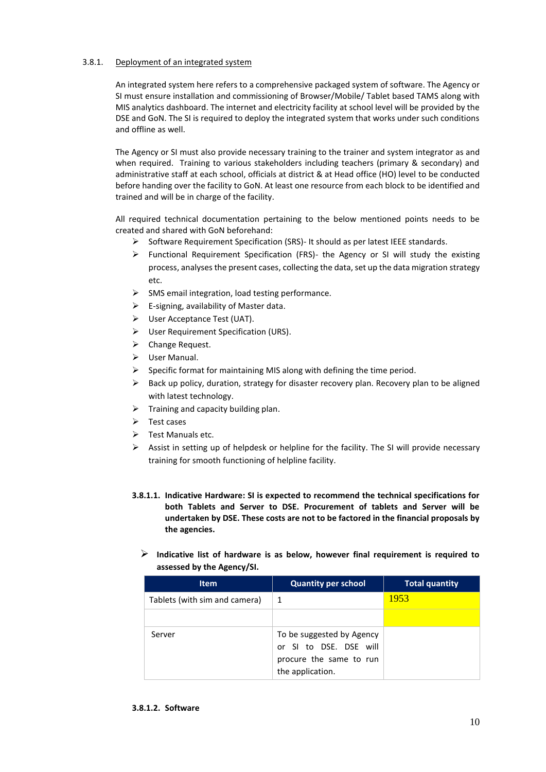### 3.8.1. Deployment of an integrated system

An integrated system here refers to a comprehensive packaged system of software. The Agency or SI must ensure installation and commissioning of Browser/Mobile/ Tablet based TAMS along with MIS analytics dashboard. The internet and electricity facility at school level will be provided by the DSE and GoN. The SI is required to deploy the integrated system that works under such conditions and offline as well.

The Agency or SI must also provide necessary training to the trainer and system integrator as and when required. Training to various stakeholders including teachers (primary & secondary) and administrative staff at each school, officials at district & at Head office (HO) level to be conducted before handing over the facility to GoN. At least one resource from each block to be identified and trained and will be in charge of the facility.

All required technical documentation pertaining to the below mentioned points needs to be created and shared with GoN beforehand:

- Software Requirement Specification (SRS)- It should as per latest IEEE standards.
- Functional Requirement Specification (FRS)- the Agency or SI will study the existing process, analyses the present cases, collecting the data, set up the data migration strategy etc.
- SMS email integration, load testing performance.
- E-signing, availability of Master data.
- User Acceptance Test (UAT).
- User Requirement Specification (URS).
- Change Request.
- User Manual.
- Specific format for maintaining MIS along with defining the time period.
- Back up policy, duration, strategy for disaster recovery plan. Recovery plan to be aligned with latest technology.
- Training and capacity building plan.
- Test cases
- Test Manuals etc.
- Assist in setting up of helpdesk or helpline for the facility. The SI will provide necessary training for smooth functioning of helpline facility.

#### 3.8.1.1. Indicative Hardware: SI is expected to recommend the technical specifications for both Tablets and Server to DSE. Procurement of tablets and Server will be undertaken by DSE. These costs are not to be factored in the financial proposals by the agencies.

- **Indicative list of hardware is as below, however final requirement is required to assessed by the Agency/SI.**

| Item | Quantity per school | Total quantity |
|---|---|---|
| Tablets (with sim and camera) | 1 | 1953 |
| | | |
| Server | To be suggested by Agency or SI to DSE. DSE will procure the same to run the application. | |

#### 3.8.1.2. Software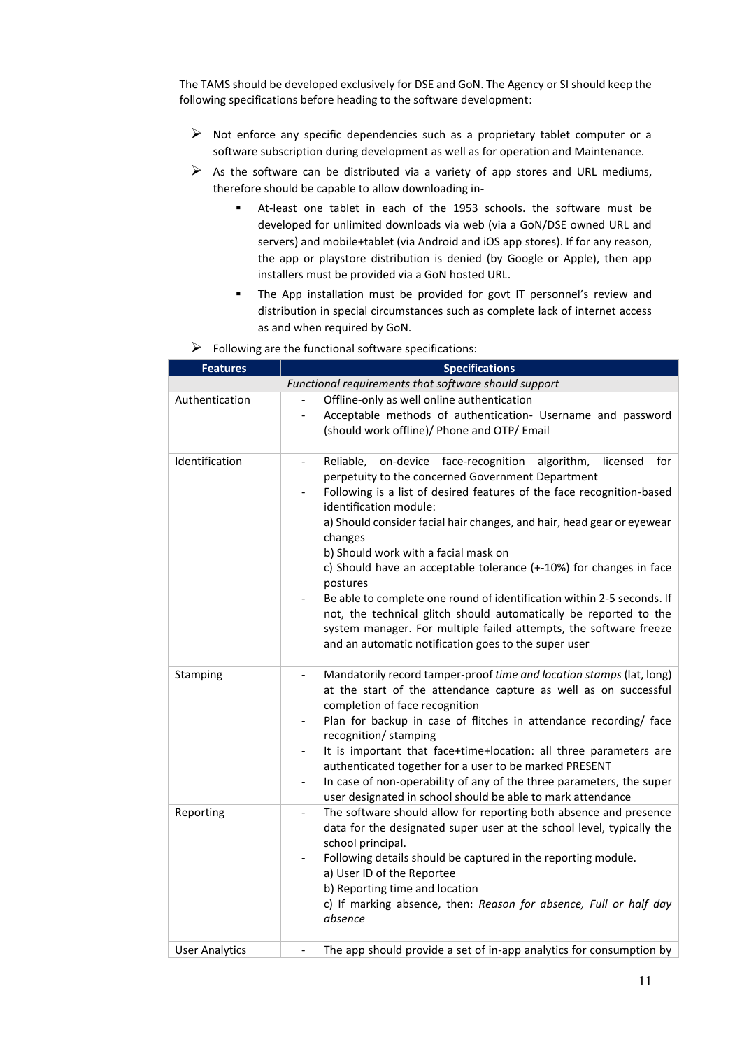The TAMS should be developed exclusively for DSE and GoN. The Agency or SI should keep the following specifications before heading to the software development:

- Not enforce any specific dependencies such as a proprietary tablet computer or a software subscription during development as well as for operation and Maintenance.
- As the software can be distributed via a variety of app stores and URL mediums, therefore should be capable to allow downloading in-
  - At-least one tablet in each of the 1953 schools. the software must be developed for unlimited downloads via web (via a GoN/DSE owned URL and servers) and mobile+tablet (via Android and iOS app stores). If for any reason, the app or playstore distribution is denied (by Google or Apple), then app installers must be provided via a GoN hosted URL.
  - The App installation must be provided for govt IT personnel's review and distribution in special circumstances such as complete lack of internet access as and when required by GoN.
- Following are the functional software specifications:

| Features | Specifications |
|---|---|
| | *Functional requirements that software should support* |
| Authentication | - Offline-only as well online authentication<br>- Acceptable methods of authentication- Username and password (should work offline)/ Phone and OTP/ Email |
| Identification | - Reliable, on-device face-recognition algorithm, licensed for perpetuity to the concerned Government Department<br>- Following is a list of desired features of the face recognition-based identification module:<br>a) Should consider facial hair changes, and hair, head gear or eyewear changes<br>b) Should work with a facial mask on<br>c) Should have an acceptable tolerance (+-10%) for changes in face postures<br>- Be able to complete one round of identification within 2-5 seconds. If not, the technical glitch should automatically be reported to the system manager. For multiple failed attempts, the software freeze and an automatic notification goes to the super user |
| Stamping | - Mandatorily record tamper-proof *time and location stamps* (lat, long) at the start of the attendance capture as well as on successful completion of face recognition<br>- Plan for backup in case of flitches in attendance recording/ face recognition/ stamping<br>- It is important that face+time+location: all three parameters are authenticated together for a user to be marked PRESENT<br>- In case of non-operability of any of the three parameters, the super user designated in school should be able to mark attendance |
| Reporting | - The software should allow for reporting both absence and presence data for the designated super user at the school level, typically the school principal.<br>- Following details should be captured in the reporting module.<br>a) User ID of the Reportee<br>b) Reporting time and location<br>c) If marking absence, then: *Reason for absence, Full or half day absence* |
| User Analytics | - The app should provide a set of in-app analytics for consumption by |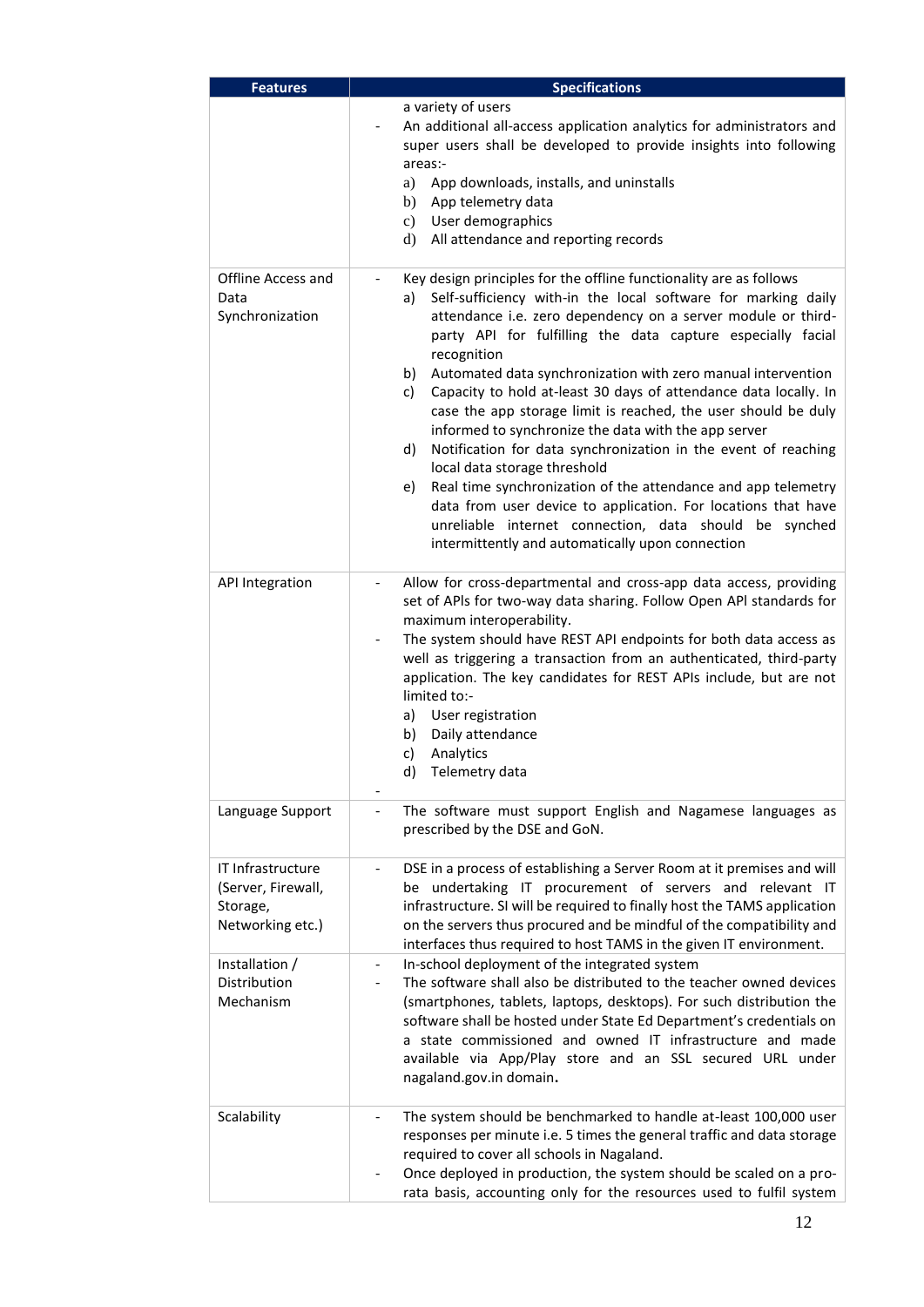| Features | Specifications |
|---|---|
| | a variety of users<br>- An additional all-access application analytics for administrators and super users shall be developed to provide insights into following areas:-<br>a) App downloads, installs, and uninstalls<br>b) App telemetry data<br>c) User demographics<br>d) All attendance and reporting records |
| Offline Access and Data Synchronization | - Key design principles for the offline functionality are as follows<br>a) Self-sufficiency with-in the local software for marking daily attendance i.e. zero dependency on a server module or third-party API for fulfilling the data capture especially facial recognition<br>b) Automated data synchronization with zero manual intervention<br>c) Capacity to hold at-least 30 days of attendance data locally. In case the app storage limit is reached, the user should be duly informed to synchronize the data with the app server<br>d) Notification for data synchronization in the event of reaching local data storage threshold<br>e) Real time synchronization of the attendance and app telemetry data from user device to application. For locations that have unreliable internet connection, data should be synched intermittently and automatically upon connection |
| API Integration | - Allow for cross-departmental and cross-app data access, providing set of APIs for two-way data sharing. Follow Open API standards for maximum interoperability.<br>- The system should have REST API endpoints for both data access as well as triggering a transaction from an authenticated, third-party application. The key candidates for REST APIs include, but are not limited to:-<br>a) User registration<br>b) Daily attendance<br>c) Analytics<br>d) Telemetry data<br>- |
| Language Support | - The software must support English and Nagamese languages as prescribed by the DSE and GoN. |
| IT Infrastructure (Server, Firewall, Storage, Networking etc.) | - DSE in a process of establishing a Server Room at it premises and will be undertaking IT procurement of servers and relevant IT infrastructure. SI will be required to finally host the TAMS application on the servers thus procured and be mindful of the compatibility and interfaces thus required to host TAMS in the given IT environment. |
| Installation / Distribution Mechanism | - In-school deployment of the integrated system<br>- The software shall also be distributed to the teacher owned devices (smartphones, tablets, laptops, desktops). For such distribution the software shall be hosted under State Ed Department's credentials on a state commissioned and owned IT infrastructure and made available via App/Play store and an SSL secured URL under nagaland.gov.in domain**.** |
| Scalability | - The system should be benchmarked to handle at-least 100,000 user responses per minute i.e. 5 times the general traffic and data storage required to cover all schools in Nagaland.<br>- Once deployed in production, the system should be scaled on a pro-rata basis, accounting only for the resources used to fulfil system |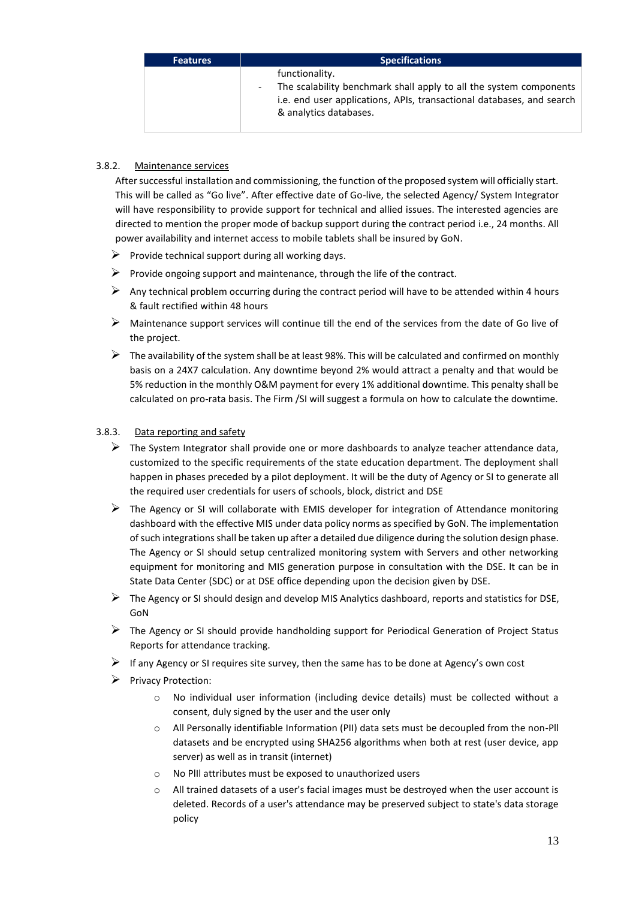| Features | Specifications |
| --- | --- |
| | functionality.<br>- The scalability benchmark shall apply to all the system components i.e. end user applications, APIs, transactional databases, and search & analytics databases. |

### 3.8.2. Maintenance services

After successful installation and commissioning, the function of the proposed system will officially start. This will be called as "Go live". After effective date of Go-live, the selected Agency/ System Integrator will have responsibility to provide support for technical and allied issues. The interested agencies are directed to mention the proper mode of backup support during the contract period i.e., 24 months. All power availability and internet access to mobile tablets shall be insured by GoN.

- Provide technical support during all working days.
- Provide ongoing support and maintenance, through the life of the contract.
- Any technical problem occurring during the contract period will have to be attended within 4 hours & fault rectified within 48 hours
- Maintenance support services will continue till the end of the services from the date of Go live of the project.
- The availability of the system shall be at least 98%. This will be calculated and confirmed on monthly basis on a 24X7 calculation. Any downtime beyond 2% would attract a penalty and that would be 5% reduction in the monthly O&M payment for every 1% additional downtime. This penalty shall be calculated on pro-rata basis. The Firm /SI will suggest a formula on how to calculate the downtime.

### 3.8.3. Data reporting and safety

- The System Integrator shall provide one or more dashboards to analyze teacher attendance data, customized to the specific requirements of the state education department. The deployment shall happen in phases preceded by a pilot deployment. It will be the duty of Agency or SI to generate all the required user credentials for users of schools, block, district and DSE
- The Agency or SI will collaborate with EMIS developer for integration of Attendance monitoring dashboard with the effective MIS under data policy norms as specified by GoN. The implementation of such integrations shall be taken up after a detailed due diligence during the solution design phase. The Agency or SI should setup centralized monitoring system with Servers and other networking equipment for monitoring and MIS generation purpose in consultation with the DSE. It can be in State Data Center (SDC) or at DSE office depending upon the decision given by DSE.
- The Agency or SI should design and develop MIS Analytics dashboard, reports and statistics for DSE, GoN
- The Agency or SI should provide handholding support for Periodical Generation of Project Status Reports for attendance tracking.
- If any Agency or SI requires site survey, then the same has to be done at Agency's own cost
- Privacy Protection:
    - No individual user information (including device details) must be collected without a consent, duly signed by the user and the user only
    - All Personally identifiable Information (PII) data sets must be decoupled from the non-PII datasets and be encrypted using SHA256 algorithms when both at rest (user device, app server) as well as in transit (internet)
    - No PIII attributes must be exposed to unauthorized users
    - All trained datasets of a user's facial images must be destroyed when the user account is deleted. Records of a user's attendance may be preserved subject to state's data storage policy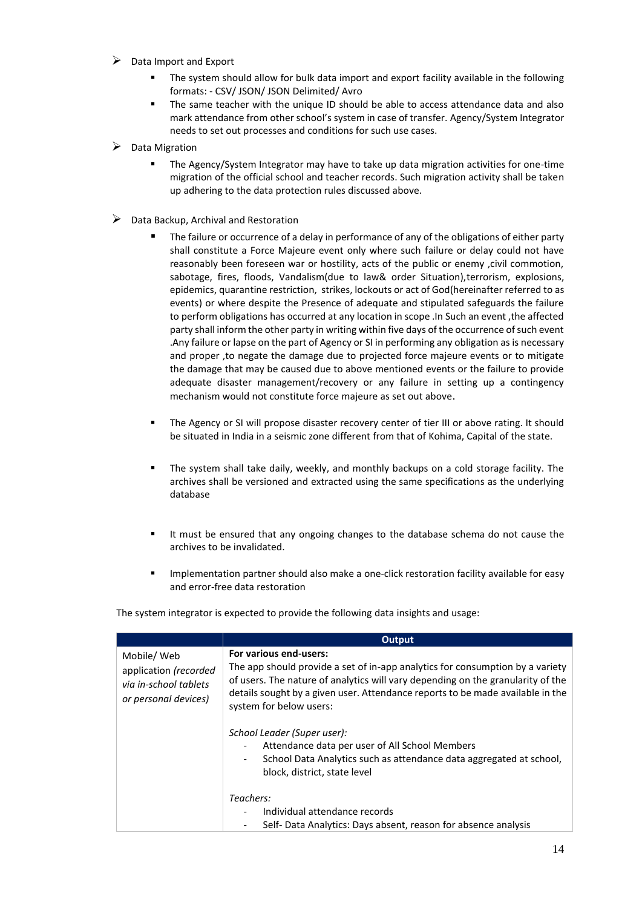- Data Import and Export
  - The system should allow for bulk data import and export facility available in the following formats: - CSV/ JSON/ JSON Delimited/ Avro
  - The same teacher with the unique ID should be able to access attendance data and also mark attendance from other school's system in case of transfer. Agency/System Integrator needs to set out processes and conditions for such use cases.
- Data Migration
  - The Agency/System Integrator may have to take up data migration activities for one-time migration of the official school and teacher records. Such migration activity shall be taken up adhering to the data protection rules discussed above.
- Data Backup, Archival and Restoration
  - The failure or occurrence of a delay in performance of any of the obligations of either party shall constitute a Force Majeure event only where such failure or delay could not have reasonably been foreseen war or hostility, acts of the public or enemy ,civil commotion, sabotage, fires, floods, Vandalism(due to law& order Situation),terrorism, explosions, epidemics, quarantine restriction, strikes, lockouts or act of God(hereinafter referred to as events) or where despite the Presence of adequate and stipulated safeguards the failure to perform obligations has occurred at any location in scope .In Such an event ,the affected party shall inform the other party in writing within five days of the occurrence of such event .Any failure or lapse on the part of Agency or SI in performing any obligation as is necessary and proper ,to negate the damage due to projected force majeure events or to mitigate the damage that may be caused due to above mentioned events or the failure to provide adequate disaster management/recovery or any failure in setting up a contingency mechanism would not constitute force majeure as set out above.
  - The Agency or SI will propose disaster recovery center of tier III or above rating. It should be situated in India in a seismic zone different from that of Kohima, Capital of the state.
  - The system shall take daily, weekly, and monthly backups on a cold storage facility. The archives shall be versioned and extracted using the same specifications as the underlying database
  - It must be ensured that any ongoing changes to the database schema do not cause the archives to be invalidated.
  - Implementation partner should also make a one-click restoration facility available for easy and error-free data restoration

The system integrator is expected to provide the following data insights and usage:

| | Output |
|---|---|
| Mobile/ Web application *(recorded via in-school tablets or personal devices)* | **For various end-users:**<br>The app should provide a set of in-app analytics for consumption by a variety of users. The nature of analytics will vary depending on the granularity of the details sought by a given user. Attendance reports to be made available in the system for below users:<br><br>*School Leader (Super user):*<br>- Attendance data per user of All School Members<br>- School Data Analytics such as attendance data aggregated at school, block, district, state level<br><br>*Teachers:*<br>- Individual attendance records<br>- Self- Data Analytics: Days absent, reason for absence analysis |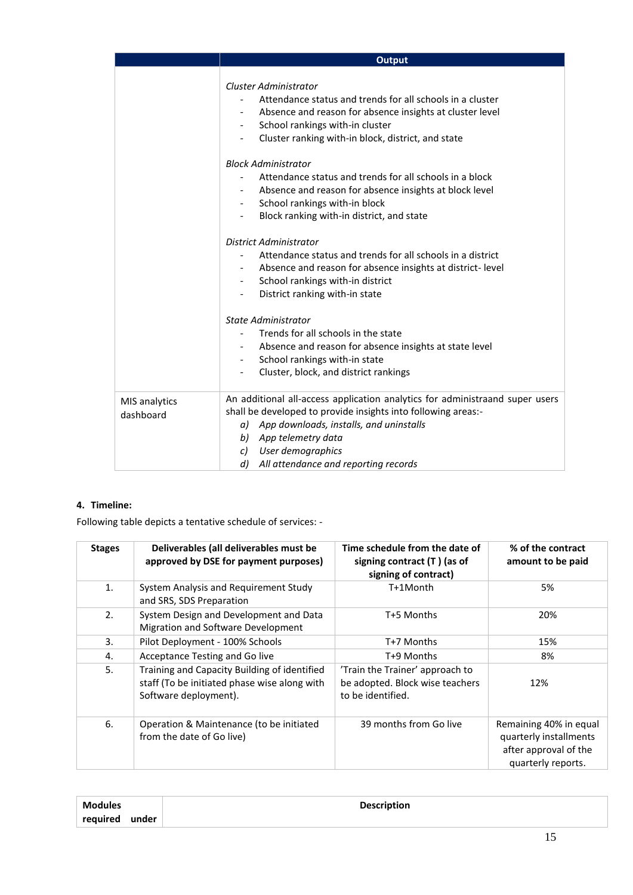| | Output |
|---|---|
| | *Cluster Administrator*<br>- Attendance status and trends for all schools in a cluster<br>- Absence and reason for absence insights at cluster level<br>- School rankings with-in cluster<br>- Cluster ranking with-in block, district, and state<br><br>*Block Administrator*<br>- Attendance status and trends for all schools in a block<br>- Absence and reason for absence insights at block level<br>- School rankings with-in block<br>- Block ranking with-in district, and state<br><br>*District Administrator*<br>- Attendance status and trends for all schools in a district<br>- Absence and reason for absence insights at district- level<br>- School rankings with-in district<br>- District ranking with-in state<br><br>*State Administrator*<br>- Trends for all schools in the state<br>- Absence and reason for absence insights at state level<br>- School rankings with-in state<br>- Cluster, block, and district rankings |
| MIS analytics dashboard | An additional all-access application analytics for administraand super users shall be developed to provide insights into following areas:-<br>*a) App downloads, installs, and uninstalls*<br>*b) App telemetry data*<br>*c) User demographics*<br>*d) All attendance and reporting records* |

**4. Timeline:**

Following table depicts a tentative schedule of services: -

| Stages | Deliverables (all deliverables must be approved by DSE for payment purposes) | Time schedule from the date of signing contract (T ) (as of signing of contract) | % of the contract amount to be paid |
|---|---|---|---|
| 1. | System Analysis and Requirement Study and SRS, SDS Preparation | T+1Month | 5% |
| 2. | System Design and Development and Data Migration and Software Development | T+5 Months | 20% |
| 3. | Pilot Deployment - 100% Schools | T+7 Months | 15% |
| 4. | Acceptance Testing and Go live | T+9 Months | 8% |
| 5. | Training and Capacity Building of identified staff (To be initiated phase wise along with Software deployment). | 'Train the Trainer' approach to be adopted. Block wise teachers to be identified. | 12% |
| 6. | Operation & Maintenance (to be initiated from the date of Go live) | 39 months from Go live | Remaining 40% in equal quarterly installments after approval of the quarterly reports. |

| Modules required under | Description |
|---|---|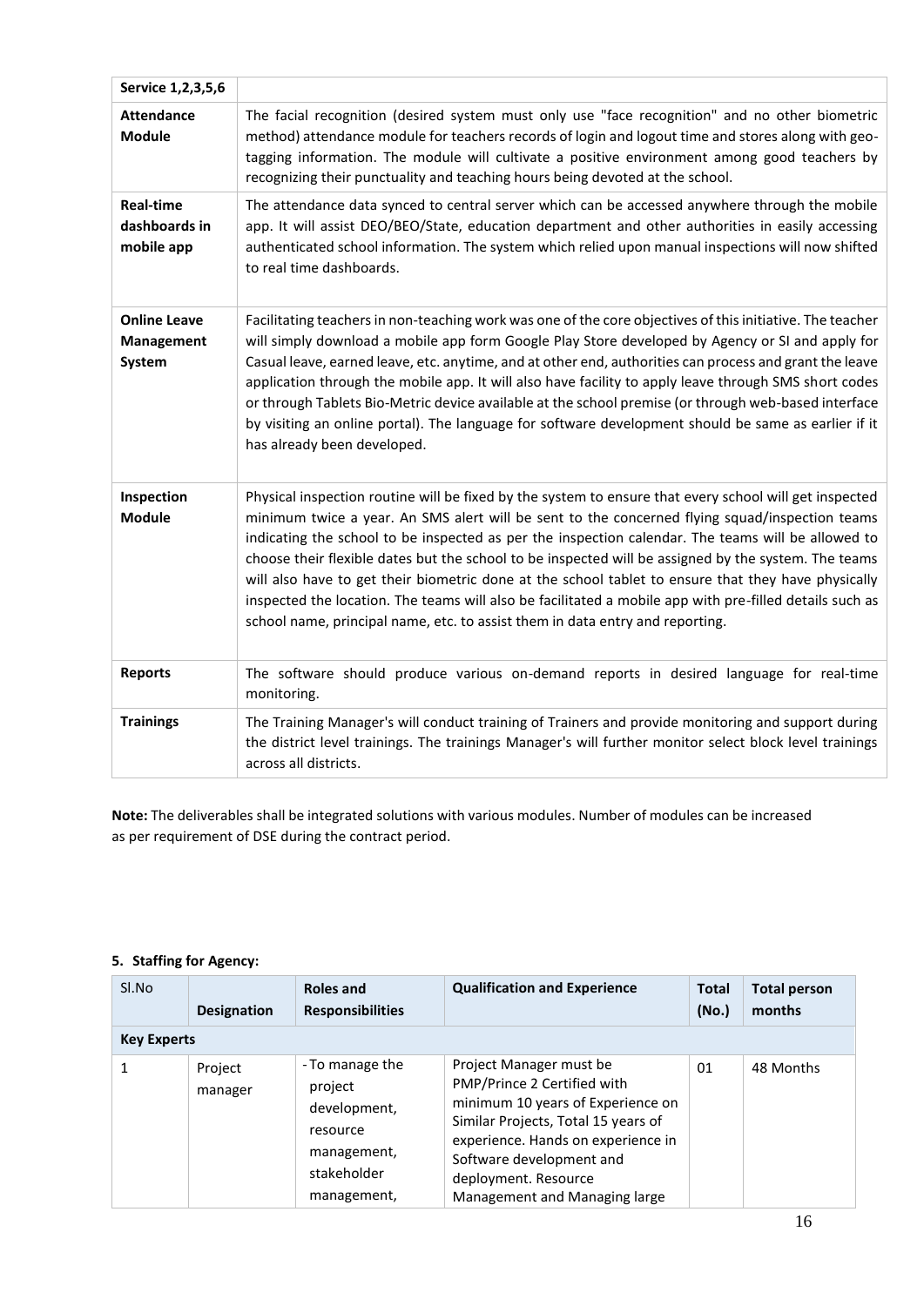| Service 1,2,3,5,6 | |
|---|---|
| **Attendance Module** | The facial recognition (desired system must only use "face recognition" and no other biometric method) attendance module for teachers records of login and logout time and stores along with geo-tagging information. The module will cultivate a positive environment among good teachers by recognizing their punctuality and teaching hours being devoted at the school. |
| **Real-time dashboards in mobile app** | The attendance data synced to central server which can be accessed anywhere through the mobile app. It will assist DEO/BEO/State, education department and other authorities in easily accessing authenticated school information. The system which relied upon manual inspections will now shifted to real time dashboards. |
| **Online Leave Management System** | Facilitating teachers in non-teaching work was one of the core objectives of this initiative. The teacher will simply download a mobile app form Google Play Store developed by Agency or SI and apply for Casual leave, earned leave, etc. anytime, and at other end, authorities can process and grant the leave application through the mobile app. It will also have facility to apply leave through SMS short codes or through Tablets Bio-Metric device available at the school premise (or through web-based interface by visiting an online portal). The language for software development should be same as earlier if it has already been developed. |
| **Inspection Module** | Physical inspection routine will be fixed by the system to ensure that every school will get inspected minimum twice a year. An SMS alert will be sent to the concerned flying squad/inspection teams indicating the school to be inspected as per the inspection calendar. The teams will be allowed to choose their flexible dates but the school to be inspected will be assigned by the system. The teams will also have to get their biometric done at the school tablet to ensure that they have physically inspected the location. The teams will also be facilitated a mobile app with pre-filled details such as school name, principal name, etc. to assist them in data entry and reporting. |
| **Reports** | The software should produce various on-demand reports in desired language for real-time monitoring. |
| **Trainings** | The Training Manager's will conduct training of Trainers and provide monitoring and support during the district level trainings. The trainings Manager's will further monitor select block level trainings across all districts. |

**Note:** The deliverables shall be integrated solutions with various modules. Number of modules can be increased as per requirement of DSE during the contract period.

## 5. Staffing for Agency:

| Sl.No | Designation | Roles and Responsibilities | Qualification and Experience | Total (No.) | Total person months |
|---|---|---|---|---|---|
| **Key Experts** | | | | | |
| 1 | Project manager | - To manage the project development, resource management, stakeholder management, | Project Manager must be PMP/Prince 2 Certified with minimum 10 years of Experience on Similar Projects, Total 15 years of experience. Hands on experience in Software development and deployment. Resource Management and Managing large | 01 | 48 Months |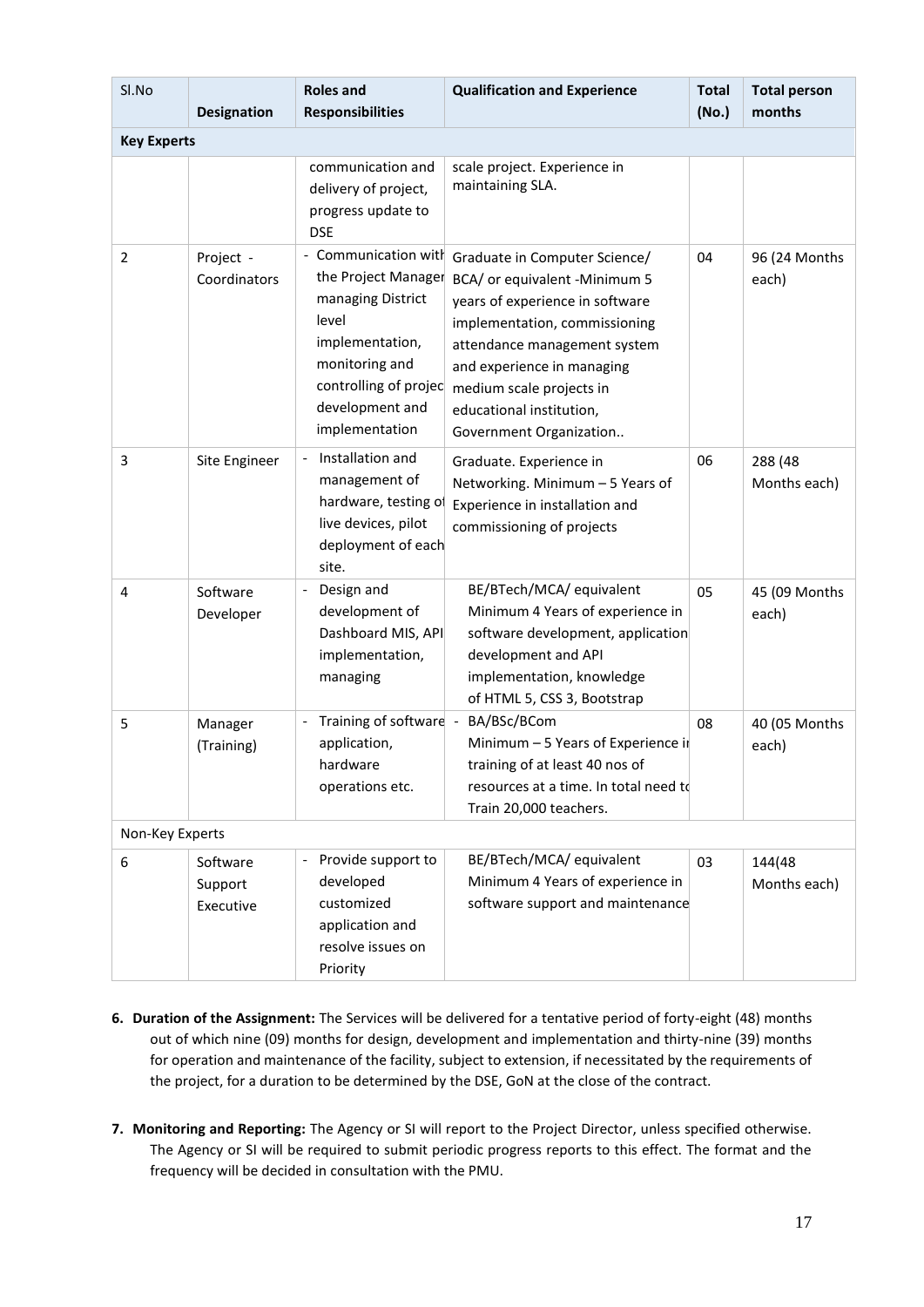| Sl.No | Designation | Roles and Responsibilities | Qualification and Experience | Total (No.) | Total person months |
|---|---|---|---|---|---|
| **Key Experts** | | | | | |
| | | communication and delivery of project, progress update to DSE | scale project. Experience in maintaining SLA. | | |
| 2 | Project - Coordinators | - Communication with the Project Manager managing District level implementation, monitoring and controlling of project development and implementation | Graduate in Computer Science/ BCA/ or equivalent -Minimum 5 years of experience in software implementation, commissioning attendance management system and experience in managing medium scale projects in educational institution, Government Organization.. | 04 | 96 (24 Months each) |
| 3 | Site Engineer | - Installation and management of hardware, testing of live devices, pilot deployment of each site. | Graduate. Experience in Networking. Minimum – 5 Years of Experience in installation and commissioning of projects | 06 | 288 (48 Months each) |
| 4 | Software Developer | - Design and development of Dashboard MIS, API implementation, managing | BE/BTech/MCA/ equivalent Minimum 4 Years of experience in software development, application development and API implementation, knowledge of HTML 5, CSS 3, Bootstrap | 05 | 45 (09 Months each) |
| 5 | Manager (Training) | - Training of software application, hardware operations etc. | - BA/BSc/BCom Minimum – 5 Years of Experience in training of at least 40 nos of resources at a time. In total need to Train 20,000 teachers. | 08 | 40 (05 Months each) |
| Non-Key Experts | | | | | |
| 6 | Software Support Executive | - Provide support to developed customized application and resolve issues on Priority | BE/BTech/MCA/ equivalent Minimum 4 Years of experience in software support and maintenance | 03 | 144(48 Months each) |

6. **Duration of the Assignment:** The Services will be delivered for a tentative period of forty-eight (48) months out of which nine (09) months for design, development and implementation and thirty-nine (39) months for operation and maintenance of the facility, subject to extension, if necessitated by the requirements of the project, for a duration to be determined by the DSE, GoN at the close of the contract.

7. **Monitoring and Reporting:** The Agency or SI will report to the Project Director, unless specified otherwise. The Agency or SI will be required to submit periodic progress reports to this effect. The format and the frequency will be decided in consultation with the PMU.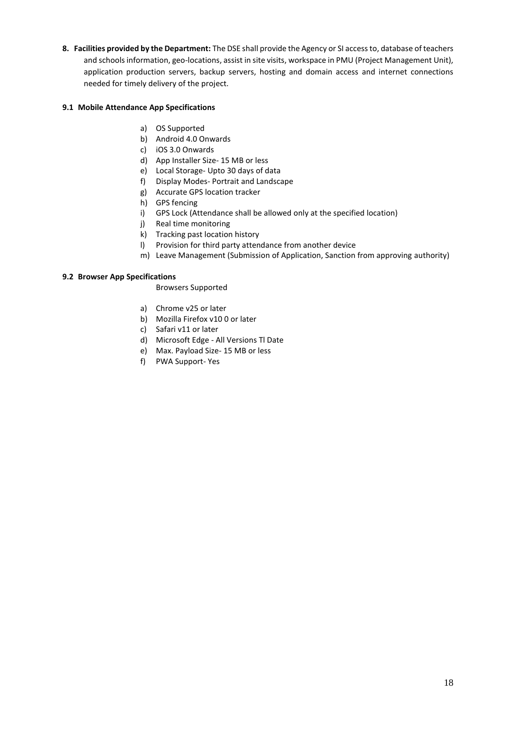**8. Facilities provided by the Department:** The DSE shall provide the Agency or SI access to, database of teachers and schools information, geo-locations, assist in site visits, workspace in PMU (Project Management Unit), application production servers, backup servers, hosting and domain access and internet connections needed for timely delivery of the project.

**9.1 Mobile Attendance App Specifications**

a) OS Supported
b) Android 4.0 Onwards
c) iOS 3.0 Onwards
d) App Installer Size- 15 MB or less
e) Local Storage- Upto 30 days of data
f) Display Modes- Portrait and Landscape
g) Accurate GPS location tracker
h) GPS fencing
i) GPS Lock (Attendance shall be allowed only at the specified location)
j) Real time monitoring
k) Tracking past location history
l) Provision for third party attendance from another device
m) Leave Management (Submission of Application, Sanction from approving authority)

**9.2 Browser App Specifications**

Browsers Supported

a) Chrome v25 or later
b) Mozilla Firefox v10 0 or later
c) Safari v11 or later
d) Microsoft Edge - All Versions Tl Date
e) Max. Payload Size- 15 MB or less
f) PWA Support- Yes